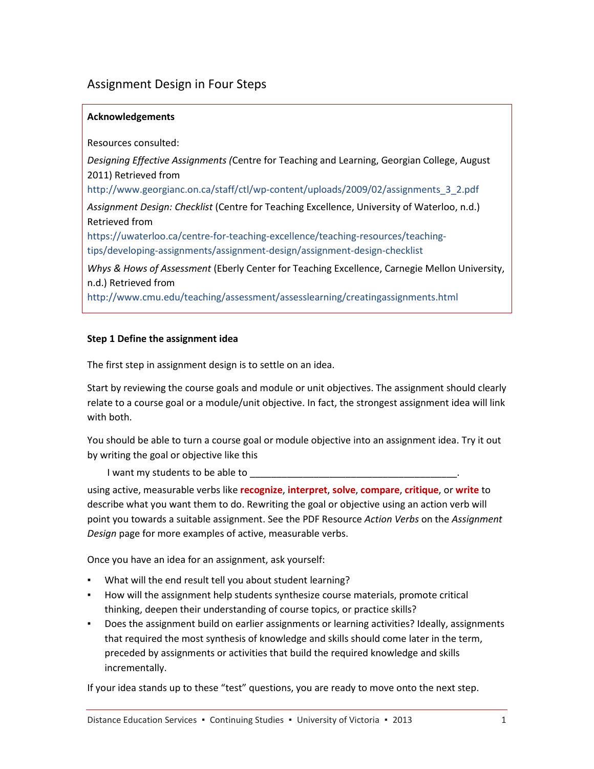# Assignment Design in Four Steps

**Acknowledgements**

Resources consulted:

*Designing Effective Assignments* (Centre for Teaching and Learning, Georgian College, August 2011) Retrieved from http://www.georgianc.on.ca/staff/ctl/wp-content/uploads/2009/02/assignments_3_2.pdf

*Assignment Design: Checklist* (Centre for Teaching Excellence, University of Waterloo, n.d.) Retrieved from https://uwaterloo.ca/centre-for-teaching-excellence/teaching-resources/teaching-tips/developing-assignments/assignment-design/assignment-design-checklist

*Whys & Hows of Assessment* (Eberly Center for Teaching Excellence, Carnegie Mellon University, n.d.) Retrieved from http://www.cmu.edu/teaching/assessment/assesslearning/creatingassignments.html

### Step 1 Define the assignment idea

The first step in assignment design is to settle on an idea.

Start by reviewing the course goals and module or unit objectives. The assignment should clearly relate to a course goal or a module/unit objective. In fact, the strongest assignment idea will link with both.

You should be able to turn a course goal or module objective into an assignment idea. Try it out by writing the goal or objective like this

I want my students to be able to _______________________________________.

using active, measurable verbs like **recognize**, **interpret**, **solve**, **compare**, **critique**, or **write** to describe what you want them to do. Rewriting the goal or objective using an action verb will point you towards a suitable assignment. See the PDF Resource *Action Verbs* on the *Assignment Design* page for more examples of active, measurable verbs.

Once you have an idea for an assignment, ask yourself:

- What will the end result tell you about student learning?
- How will the assignment help students synthesize course materials, promote critical thinking, deepen their understanding of course topics, or practice skills?
- Does the assignment build on earlier assignments or learning activities? Ideally, assignments that required the most synthesis of knowledge and skills should come later in the term, preceded by assignments or activities that build the required knowledge and skills incrementally.

If your idea stands up to these "test" questions, you are ready to move onto the next step.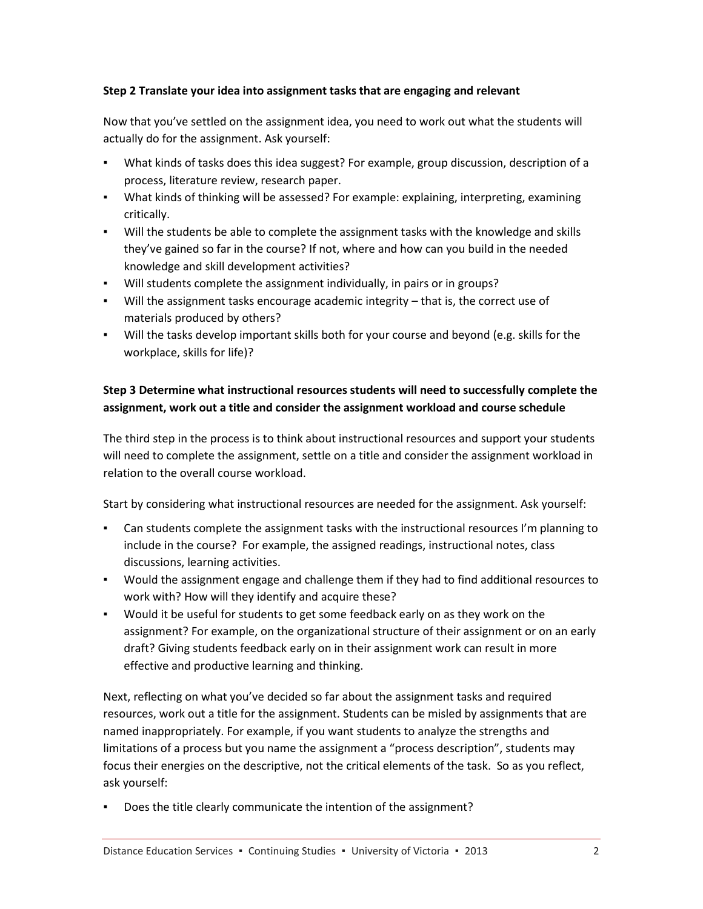**Step 2 Translate your idea into assignment tasks that are engaging and relevant**

Now that you've settled on the assignment idea, you need to work out what the students will actually do for the assignment. Ask yourself:

- What kinds of tasks does this idea suggest? For example, group discussion, description of a process, literature review, research paper.
- What kinds of thinking will be assessed? For example: explaining, interpreting, examining critically.
- Will the students be able to complete the assignment tasks with the knowledge and skills they've gained so far in the course? If not, where and how can you build in the needed knowledge and skill development activities?
- Will students complete the assignment individually, in pairs or in groups?
- Will the assignment tasks encourage academic integrity – that is, the correct use of materials produced by others?
- Will the tasks develop important skills both for your course and beyond (e.g. skills for the workplace, skills for life)?

**Step 3 Determine what instructional resources students will need to successfully complete the assignment, work out a title and consider the assignment workload and course schedule**

The third step in the process is to think about instructional resources and support your students will need to complete the assignment, settle on a title and consider the assignment workload in relation to the overall course workload.

Start by considering what instructional resources are needed for the assignment. Ask yourself:

- Can students complete the assignment tasks with the instructional resources I'm planning to include in the course? For example, the assigned readings, instructional notes, class discussions, learning activities.
- Would the assignment engage and challenge them if they had to find additional resources to work with? How will they identify and acquire these?
- Would it be useful for students to get some feedback early on as they work on the assignment? For example, on the organizational structure of their assignment or on an early draft? Giving students feedback early on in their assignment work can result in more effective and productive learning and thinking.

Next, reflecting on what you've decided so far about the assignment tasks and required resources, work out a title for the assignment. Students can be misled by assignments that are named inappropriately. For example, if you want students to analyze the strengths and limitations of a process but you name the assignment a "process description", students may focus their energies on the descriptive, not the critical elements of the task. So as you reflect, ask yourself:

- Does the title clearly communicate the intention of the assignment?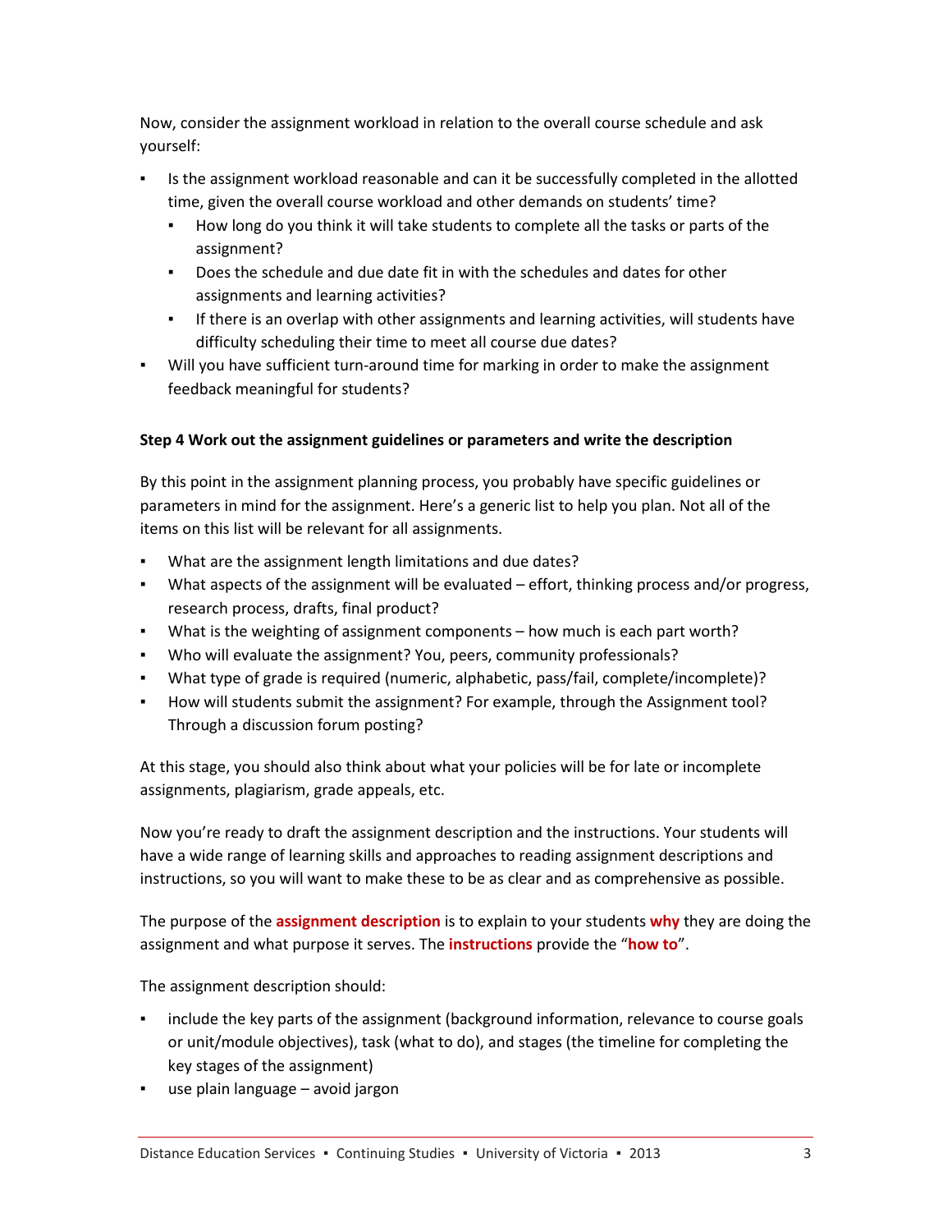Now, consider the assignment workload in relation to the overall course schedule and ask yourself:

- Is the assignment workload reasonable and can it be successfully completed in the allotted time, given the overall course workload and other demands on students' time?
  - How long do you think it will take students to complete all the tasks or parts of the assignment?
  - Does the schedule and due date fit in with the schedules and dates for other assignments and learning activities?
  - If there is an overlap with other assignments and learning activities, will students have difficulty scheduling their time to meet all course due dates?
- Will you have sufficient turn-around time for marking in order to make the assignment feedback meaningful for students?

**Step 4 Work out the assignment guidelines or parameters and write the description**

By this point in the assignment planning process, you probably have specific guidelines or parameters in mind for the assignment. Here's a generic list to help you plan. Not all of the items on this list will be relevant for all assignments.

- What are the assignment length limitations and due dates?
- What aspects of the assignment will be evaluated – effort, thinking process and/or progress, research process, drafts, final product?
- What is the weighting of assignment components – how much is each part worth?
- Who will evaluate the assignment? You, peers, community professionals?
- What type of grade is required (numeric, alphabetic, pass/fail, complete/incomplete)?
- How will students submit the assignment? For example, through the Assignment tool? Through a discussion forum posting?

At this stage, you should also think about what your policies will be for late or incomplete assignments, plagiarism, grade appeals, etc.

Now you're ready to draft the assignment description and the instructions. Your students will have a wide range of learning skills and approaches to reading assignment descriptions and instructions, so you will want to make these to be as clear and as comprehensive as possible.

The purpose of the **assignment description** is to explain to your students **why** they are doing the assignment and what purpose it serves. The **instructions** provide the "**how to**".

The assignment description should:

- include the key parts of the assignment (background information, relevance to course goals or unit/module objectives), task (what to do), and stages (the timeline for completing the key stages of the assignment)
- use plain language – avoid jargon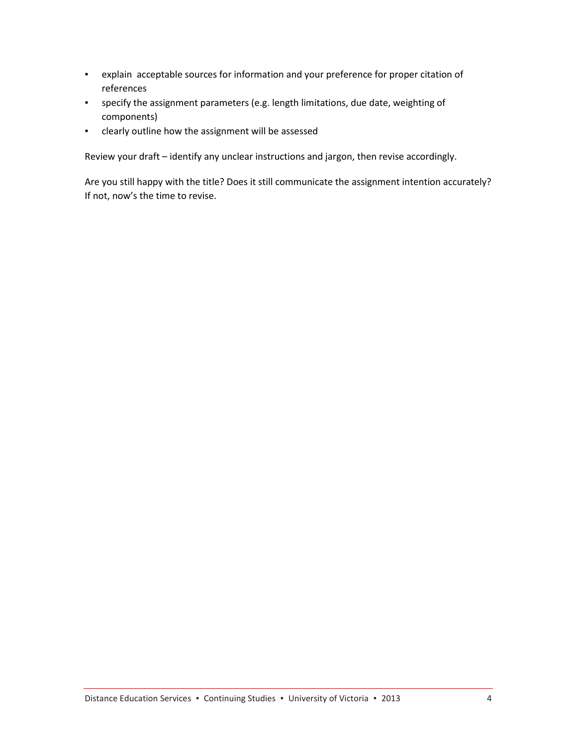- explain acceptable sources for information and your preference for proper citation of references
- specify the assignment parameters (e.g. length limitations, due date, weighting of components)
- clearly outline how the assignment will be assessed

Review your draft – identify any unclear instructions and jargon, then revise accordingly.

Are you still happy with the title? Does it still communicate the assignment intention accurately? If not, now's the time to revise.